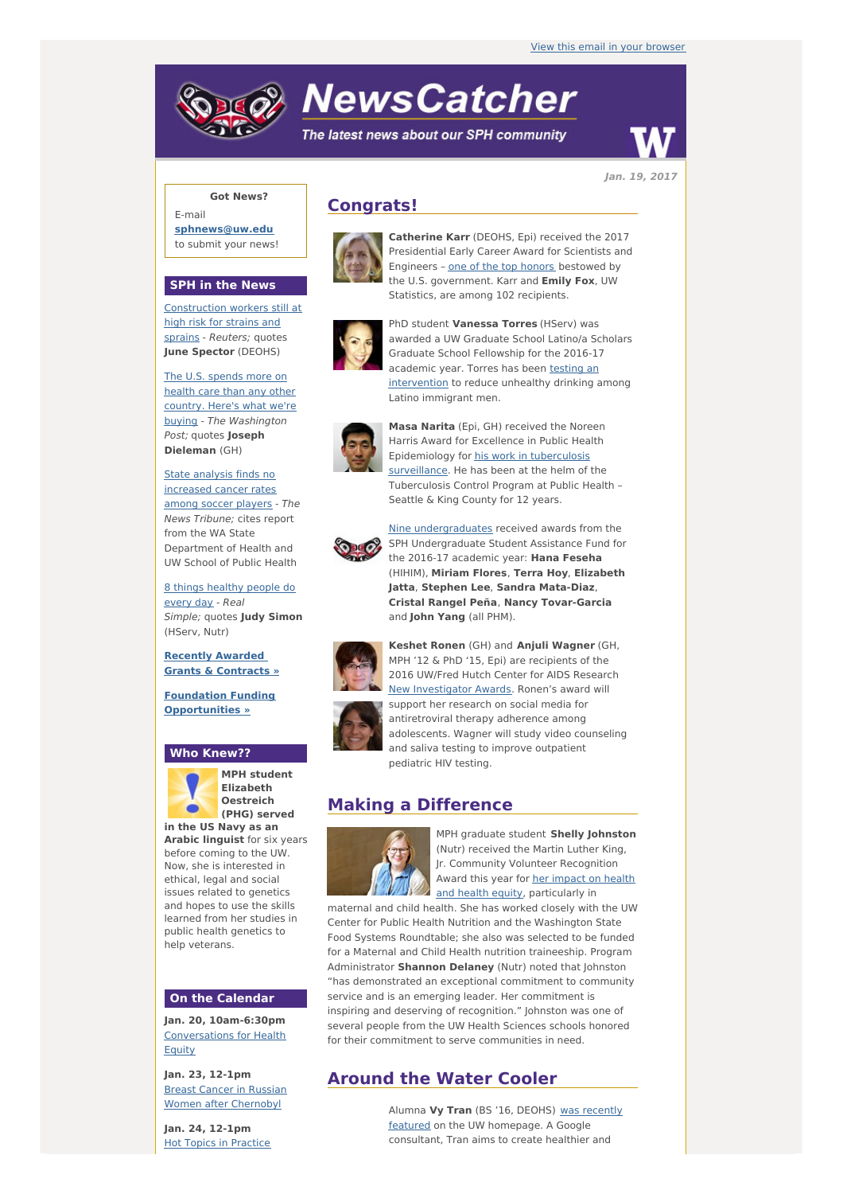View this email in your browser

# NewsCatcher

*The latest news about our SPH community*

**Jan. 19, 2017**

**Got News?**

E-mail **sphnews@uw.edu** to submit your news!

## SPH in the News

Construction workers still at high risk for strains and sprains - *Reuters;* quotes **June Spector** (DEOHS)

The U.S. spends more on health care than any other country. Here's what we're buying - *The Washington Post;* quotes **Joseph Dieleman** (GH)

State analysis finds no increased cancer rates among soccer players - *The News Tribune;* cites report from the WA State Department of Health and UW School of Public Health

8 things healthy people do every day - *Real Simple;* quotes **Judy Simon** (HServ, Nutr)

**Recently Awarded Grants & Contracts »**

**Foundation Funding Opportunities »**

## Who Knew??

**MPH student Elizabeth Oestreich (PHG) served in the US Navy as an Arabic linguist** for six years before coming to the UW. Now, she is interested in ethical, legal and social issues related to genetics and hopes to use the skills learned from her studies in public health genetics to help veterans.

## On the Calendar

**Jan. 20, 10am-6:30pm**
Conversations for Health Equity

**Jan. 23, 12-1pm**
Breast Cancer in Russian Women after Chernobyl

**Jan. 24, 12-1pm**
Hot Topics in Practice

## Congrats!

**Catherine Karr** (DEOHS, Epi) received the 2017 Presidential Early Career Award for Scientists and Engineers – one of the top honors bestowed by the U.S. government. Karr and **Emily Fox**, UW Statistics, are among 102 recipients.

PhD student **Vanessa Torres** (HServ) was awarded a UW Graduate School Latino/a Scholars Graduate School Fellowship for the 2016-17 academic year. Torres has been testing an intervention to reduce unhealthy drinking among Latino immigrant men.

**Masa Narita** (Epi, GH) received the Noreen Harris Award for Excellence in Public Health Epidemiology for his work in tuberculosis surveillance. He has been at the helm of the Tuberculosis Control Program at Public Health – Seattle & King County for 12 years.

Nine undergraduates received awards from the SPH Undergraduate Student Assistance Fund for the 2016-17 academic year: **Hana Feseha** (HIHIM), **Miriam Flores**, **Terra Hoy**, **Elizabeth Jatta**, **Stephen Lee**, **Sandra Mata-Diaz**, **Cristal Rangel Peña**, **Nancy Tovar-Garcia** and **John Yang** (all PHM).

**Keshet Ronen** (GH) and **Anjuli Wagner** (GH, MPH '12 & PhD '15, Epi) are recipients of the 2016 UW/Fred Hutch Center for AIDS Research New Investigator Awards. Ronen's award will support her research on social media for antiretroviral therapy adherence among adolescents. Wagner will study video counseling and saliva testing to improve outpatient pediatric HIV testing.

## Making a Difference

MPH graduate student **Shelly Johnston** (Nutr) received the Martin Luther King, Jr. Community Volunteer Recognition Award this year for her impact on health and health equity, particularly in maternal and child health. She has worked closely with the UW Center for Public Health Nutrition and the Washington State Food Systems Roundtable; she also was selected to be funded for a Maternal and Child Health nutrition traineeship. Program Administrator **Shannon Delaney** (Nutr) noted that Johnston "has demonstrated an exceptional commitment to community service and is an emerging leader. Her commitment is inspiring and deserving of recognition." Johnston was one of several people from the UW Health Sciences schools honored for their commitment to serve communities in need.

## Around the Water Cooler

Alumna **Vy Tran** (BS '16, DEOHS) was recently featured on the UW homepage. A Google consultant, Tran aims to create healthier and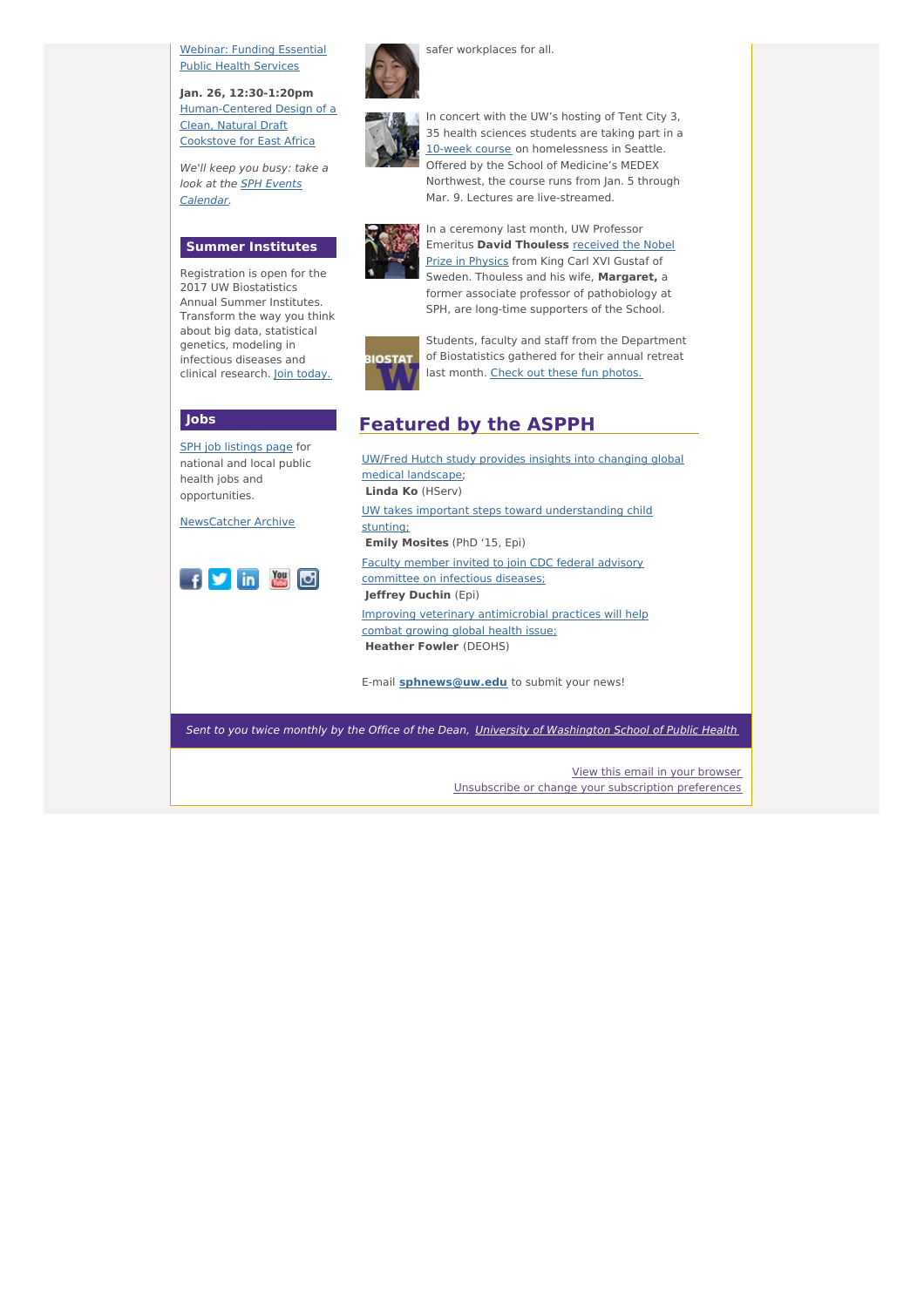Webinar: Funding Essential Public Health Services

**Jan. 26, 12:30-1:20pm**
Human-Centered Design of a Clean, Natural Draft Cookstove for East Africa

*We'll keep you busy: take a look at the SPH Events Calendar.*

## Summer Institutes

Registration is open for the 2017 UW Biostatistics Annual Summer Institutes. Transform the way you think about big data, statistical genetics, modeling in infectious diseases and clinical research. Join today.

## Jobs

SPH job listings page for national and local public health jobs and opportunities.

NewsCatcher Archive

safer workplaces for all.

In concert with the UW's hosting of Tent City 3, 35 health sciences students are taking part in a 10-week course on homelessness in Seattle. Offered by the School of Medicine's MEDEX Northwest, the course runs from Jan. 5 through Mar. 9. Lectures are live-streamed.

In a ceremony last month, UW Professor Emeritus **David Thouless** received the Nobel Prize in Physics from King Carl XVI Gustaf of Sweden. Thouless and his wife, **Margaret,** a former associate professor of pathobiology at SPH, are long-time supporters of the School.

Students, faculty and staff from the Department of Biostatistics gathered for their annual retreat last month. Check out these fun photos.

## Featured by the ASPPH

UW/Fred Hutch study provides insights into changing global medical landscape;
**Linda Ko** (HServ)

UW takes important steps toward understanding child stunting;
**Emily Mosites** (PhD '15, Epi)

Faculty member invited to join CDC federal advisory committee on infectious diseases;
**Jeffrey Duchin** (Epi)

Improving veterinary antimicrobial practices will help combat growing global health issue;
**Heather Fowler** (DEOHS)

E-mail **sphnews@uw.edu** to submit your news!

*Sent to you twice monthly by the Office of the Dean, University of Washington School of Public Health*

View this email in your browser
Unsubscribe or change your subscription preferences